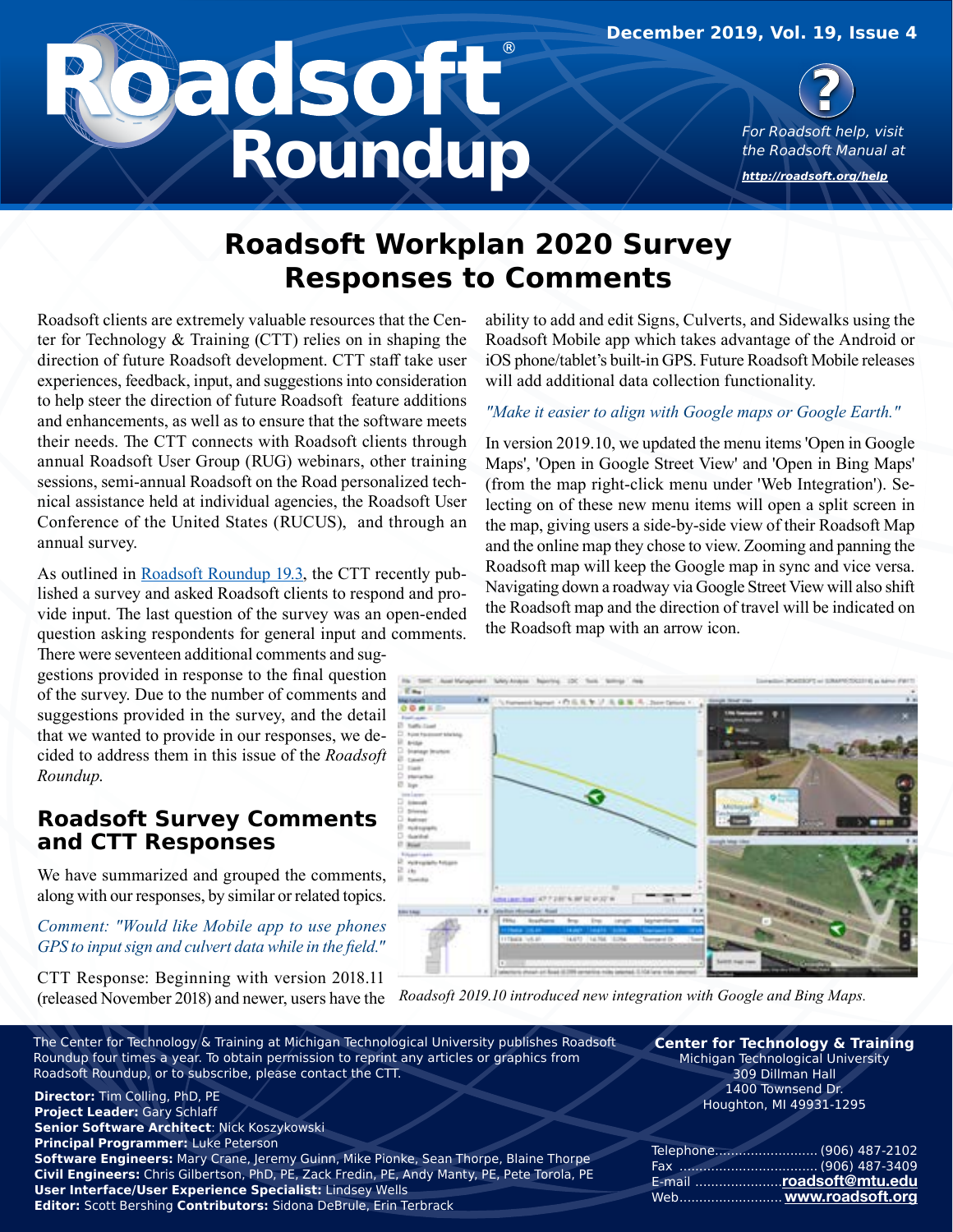# Roadsoft® Roundup

December 2019, Vol. 19, Issue 4

For Roadsoft help, visit the Roadsoft Manual at http://roadsoft.org/help

## Roadsoft Workplan 2020 Survey Responses to Comments

Roadsoft clients are extremely valuable resources that the Center for Technology & Training (CTT) relies on in shaping the direction of future Roadsoft development. CTT staff take user experiences, feedback, input, and suggestions into consideration to help steer the direction of future Roadsoft feature additions and enhancements, as well as to ensure that the software meets their needs. The CTT connects with Roadsoft clients through annual Roadsoft User Group (RUG) webinars, other training sessions, semi-annual Roadsoft on the Road personalized technical assistance held at individual agencies, the Roadsoft User Conference of the United States (RUCUS), and through an annual survey.

As outlined in Roadsoft Roundup 19.3, the CTT recently published a survey and asked Roadsoft clients to respond and provide input. The last question of the survey was an open-ended question asking respondents for general input and comments. There were seventeen additional comments and suggestions provided in response to the final question of the survey. Due to the number of comments and suggestions provided in the survey, and the detail that we wanted to provide in our responses, we decided to address them in this issue of the *Roadsoft Roundup.*

### Roadsoft Survey Comments and CTT Responses

We have summarized and grouped the comments, along with our responses, by similar or related topics.

*Comment: "Would like Mobile app to use phones GPS to input sign and culvert data while in the field."*

CTT Response: Beginning with version 2018.11 (released November 2018) and newer, users have the ability to add and edit Signs, Culverts, and Sidewalks using the Roadsoft Mobile app which takes advantage of the Android or iOS phone/tablet's built-in GPS. Future Roadsoft Mobile releases will add additional data collection functionality.

*"Make it easier to align with Google maps or Google Earth."*

In version 2019.10, we updated the menu items 'Open in Google Maps', 'Open in Google Street View' and 'Open in Bing Maps' (from the map right-click menu under 'Web Integration'). Selecting on of these new menu items will open a split screen in the map, giving users a side-by-side view of their Roadsoft Map and the online map they chose to view. Zooming and panning the Roadsoft map will keep the Google map in sync and vice versa. Navigating down a roadway via Google Street View will also shift the Roadsoft map and the direction of travel will be indicated on the Roadsoft map with an arrow icon.

*Roadsoft 2019.10 introduced new integration with Google and Bing Maps.*

---

The Center for Technology & Training at Michigan Technological University publishes Roadsoft Roundup four times a year. To obtain permission to reprint any articles or graphics from Roadsoft Roundup, or to subscribe, please contact the CTT.

**Director:** Tim Colling, PhD, PE
**Project Leader:** Gary Schlaff
**Senior Software Architect**: Nick Koszykowski
**Principal Programmer:** Luke Peterson
**Software Engineers:** Mary Crane, Jeremy Guinn, Mike Pionke, Sean Thorpe, Blaine Thorpe
**Civil Engineers:** Chris Gilbertson, PhD, PE, Zack Fredin, PE, Andy Manty, PE, Pete Torola, PE
**User Interface/User Experience Specialist:** Lindsey Wells
**Editor:** Scott Bershing **Contributors:** Sidona DeBrule, Erin Terbrack

**Center for Technology & Training**
Michigan Technological University
309 Dillman Hall
1400 Townsend Dr.
Houghton, MI 49931-1295

Telephone: (906) 487-2102
Fax: (906) 487-3409
E-mail: **roadsoft@mtu.edu**
Web: **www.roadsoft.org**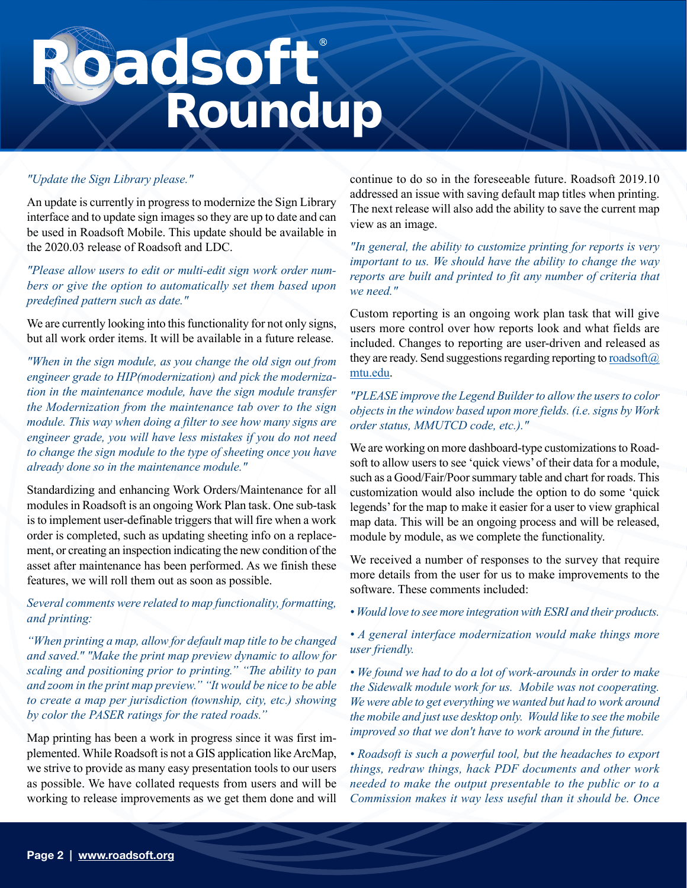*"Update the Sign Library please."*

An update is currently in progress to modernize the Sign Library interface and to update sign images so they are up to date and can be used in Roadsoft Mobile. This update should be available in the 2020.03 release of Roadsoft and LDC.

*"Please allow users to edit or multi-edit sign work order numbers or give the option to automatically set them based upon predefined pattern such as date."*

We are currently looking into this functionality for not only signs, but all work order items. It will be available in a future release.

*"When in the sign module, as you change the old sign out from engineer grade to HIP(modernization) and pick the modernization in the maintenance module, have the sign module transfer the Modernization from the maintenance tab over to the sign module. This way when doing a filter to see how many signs are engineer grade, you will have less mistakes if you do not need to change the sign module to the type of sheeting once you have already done so in the maintenance module."*

Standardizing and enhancing Work Orders/Maintenance for all modules in Roadsoft is an ongoing Work Plan task. One sub-task is to implement user-definable triggers that will fire when a work order is completed, such as updating sheeting info on a replacement, or creating an inspection indicating the new condition of the asset after maintenance has been performed. As we finish these features, we will roll them out as soon as possible.

*Several comments were related to map functionality, formatting, and printing:*

*"When printing a map, allow for default map title to be changed and saved." "Make the print map preview dynamic to allow for scaling and positioning prior to printing." "The ability to pan and zoom in the print map preview." "It would be nice to be able to create a map per jurisdiction (township, city, etc.) showing by color the PASER ratings for the rated roads."*

Map printing has been a work in progress since it was first implemented. While Roadsoft is not a GIS application like ArcMap, we strive to provide as many easy presentation tools to our users as possible. We have collated requests from users and will be working to release improvements as we get them done and will continue to do so in the foreseeable future. Roadsoft 2019.10 addressed an issue with saving default map titles when printing. The next release will also add the ability to save the current map view as an image.

*"In general, the ability to customize printing for reports is very important to us. We should have the ability to change the way reports are built and printed to fit any number of criteria that we need."*

Custom reporting is an ongoing work plan task that will give users more control over how reports look and what fields are included. Changes to reporting are user-driven and released as they are ready. Send suggestions regarding reporting to roadsoft@mtu.edu.

*"PLEASE improve the Legend Builder to allow the users to color objects in the window based upon more fields. (i.e. signs by Work order status, MMUTCD code, etc.)."*

We are working on more dashboard-type customizations to Roadsoft to allow users to see 'quick views' of their data for a module, such as a Good/Fair/Poor summary table and chart for roads. This customization would also include the option to do some 'quick legends' for the map to make it easier for a user to view graphical map data. This will be an ongoing process and will be released, module by module, as we complete the functionality.

We received a number of responses to the survey that require more details from the user for us to make improvements to the software. These comments included:

- *Would love to see more integration with ESRI and their products.*
- *A general interface modernization would make things more user friendly.*
- *We found we had to do a lot of work-arounds in order to make the Sidewalk module work for us. Mobile was not cooperating. We were able to get everything we wanted but had to work around the mobile and just use desktop only. Would like to see the mobile improved so that we don't have to work around in the future.*
- *Roadsoft is such a powerful tool, but the headaches to export things, redraw things, hack PDF documents and other work needed to make the output presentable to the public or to a Commission makes it way less useful than it should be. Once*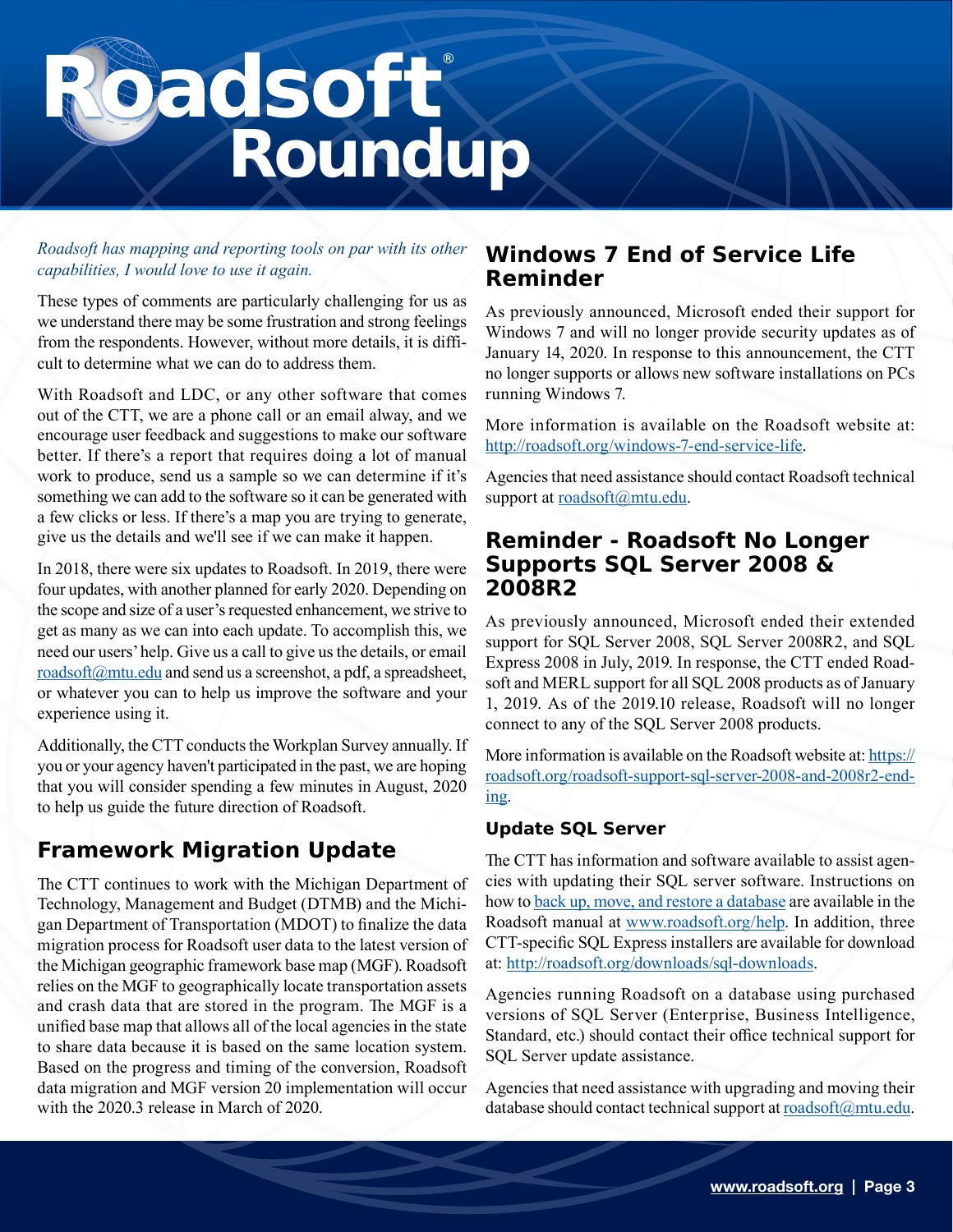*Roadsoft has mapping and reporting tools on par with its other capabilities, I would love to use it again.*

These types of comments are particularly challenging for us as we understand there may be some frustration and strong feelings from the respondents. However, without more details, it is difficult to determine what we can do to address them.

With Roadsoft and LDC, or any other software that comes out of the CTT, we are a phone call or an email alway, and we encourage user feedback and suggestions to make our software better. If there's a report that requires doing a lot of manual work to produce, send us a sample so we can determine if it's something we can add to the software so it can be generated with a few clicks or less. If there's a map you are trying to generate, give us the details and we'll see if we can make it happen.

In 2018, there were six updates to Roadsoft. In 2019, there were four updates, with another planned for early 2020. Depending on the scope and size of a user's requested enhancement, we strive to get as many as we can into each update. To accomplish this, we need our users' help. Give us a call to give us the details, or email roadsoft@mtu.edu and send us a screenshot, a pdf, a spreadsheet, or whatever you can to help us improve the software and your experience using it.

Additionally, the CTT conducts the Workplan Survey annually. If you or your agency haven't participated in the past, we are hoping that you will consider spending a few minutes in August, 2020 to help us guide the future direction of Roadsoft.

## Framework Migration Update

The CTT continues to work with the Michigan Department of Technology, Management and Budget (DTMB) and the Michigan Department of Transportation (MDOT) to finalize the data migration process for Roadsoft user data to the latest version of the Michigan geographic framework base map (MGF). Roadsoft relies on the MGF to geographically locate transportation assets and crash data that are stored in the program. The MGF is a unified base map that allows all of the local agencies in the state to share data because it is based on the same location system. Based on the progress and timing of the conversion, Roadsoft data migration and MGF version 20 implementation will occur with the 2020.3 release in March of 2020.

## Windows 7 End of Service Life Reminder

As previously announced, Microsoft ended their support for Windows 7 and will no longer provide security updates as of January 14, 2020. In response to this announcement, the CTT no longer supports or allows new software installations on PCs running Windows 7.

More information is available on the Roadsoft website at: http://roadsoft.org/windows-7-end-service-life.

Agencies that need assistance should contact Roadsoft technical support at roadsoft@mtu.edu.

## Reminder - Roadsoft No Longer Supports SQL Server 2008 & 2008R2

As previously announced, Microsoft ended their extended support for SQL Server 2008, SQL Server 2008R2, and SQL Express 2008 in July, 2019. In response, the CTT ended Roadsoft and MERL support for all SQL 2008 products as of January 1, 2019. As of the 2019.10 release, Roadsoft will no longer connect to any of the SQL Server 2008 products.

More information is available on the Roadsoft website at: https://roadsoft.org/roadsoft-support-sql-server-2008-and-2008r2-ending.

### Update SQL Server

The CTT has information and software available to assist agencies with updating their SQL server software. Instructions on how to back up, move, and restore a database are available in the Roadsoft manual at www.roadsoft.org/help. In addition, three CTT-specific SQL Express installers are available for download at: http://roadsoft.org/downloads/sql-downloads.

Agencies running Roadsoft on a database using purchased versions of SQL Server (Enterprise, Business Intelligence, Standard, etc.) should contact their office technical support for SQL Server update assistance.

Agencies that need assistance with upgrading and moving their database should contact technical support at roadsoft@mtu.edu.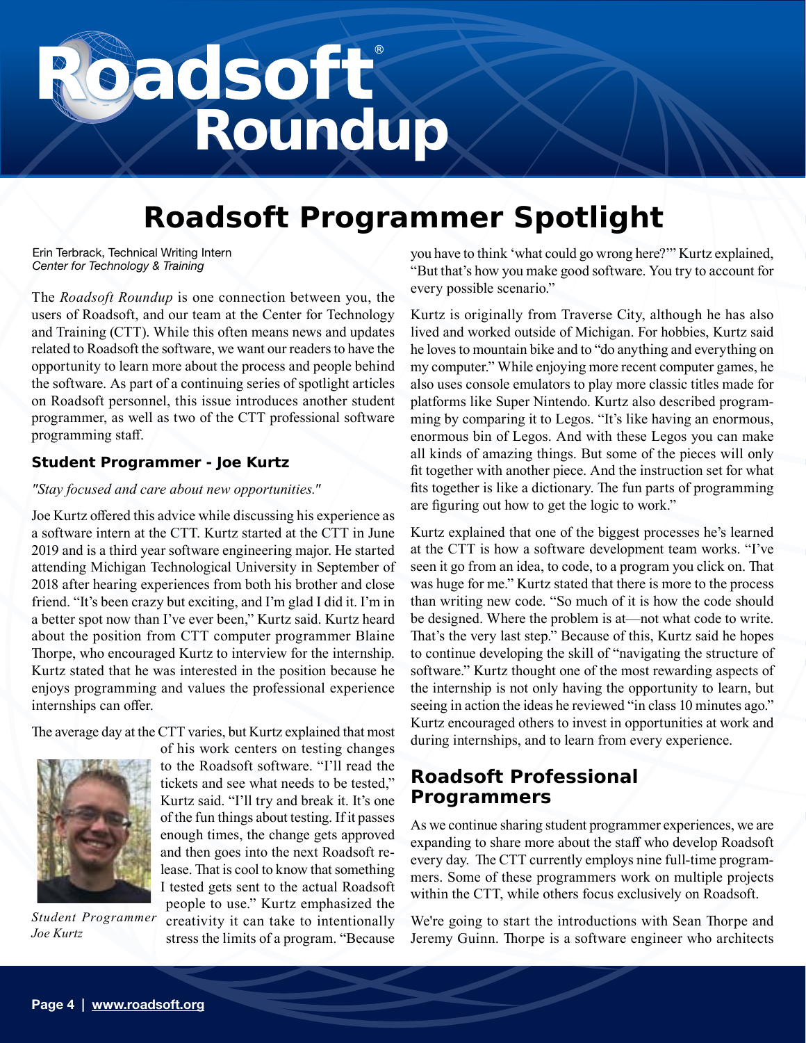# Roadsoft Programmer Spotlight

Erin Terbrack, Technical Writing Intern
*Center for Technology & Training*

The *Roadsoft Roundup* is one connection between you, the users of Roadsoft, and our team at the Center for Technology and Training (CTT). While this often means news and updates related to Roadsoft the software, we want our readers to have the opportunity to learn more about the process and people behind the software. As part of a continuing series of spotlight articles on Roadsoft personnel, this issue introduces another student programmer, as well as two of the CTT professional software programming staff.

### Student Programmer - Joe Kurtz

*"Stay focused and care about new opportunities."*

Joe Kurtz offered this advice while discussing his experience as a software intern at the CTT. Kurtz started at the CTT in June 2019 and is a third year software engineering major. He started attending Michigan Technological University in September of 2018 after hearing experiences from both his brother and close friend. "It's been crazy but exciting, and I'm glad I did it. I'm in a better spot now than I've ever been," Kurtz said. Kurtz heard about the position from CTT computer programmer Blaine Thorpe, who encouraged Kurtz to interview for the internship. Kurtz stated that he was interested in the position because he enjoys programming and values the professional experience internships can offer.

The average day at the CTT varies, but Kurtz explained that most of his work centers on testing changes to the Roadsoft software. "I'll read the tickets and see what needs to be tested," Kurtz said. "I'll try and break it. It's one of the fun things about testing. If it passes enough times, the change gets approved and then goes into the next Roadsoft release. That is cool to know that something I tested gets sent to the actual Roadsoft people to use." Kurtz emphasized the creativity it can take to intentionally stress the limits of a program. "Because you have to think 'what could go wrong here?'" Kurtz explained, "But that's how you make good software. You try to account for every possible scenario."

*Student Programmer Joe Kurtz*

Kurtz is originally from Traverse City, although he has also lived and worked outside of Michigan. For hobbies, Kurtz said he loves to mountain bike and to "do anything and everything on my computer." While enjoying more recent computer games, he also uses console emulators to play more classic titles made for platforms like Super Nintendo. Kurtz also described programming by comparing it to Legos. "It's like having an enormous, enormous bin of Legos. And with these Legos you can make all kinds of amazing things. But some of the pieces will only fit together with another piece. And the instruction set for what fits together is like a dictionary. The fun parts of programming are figuring out how to get the logic to work."

Kurtz explained that one of the biggest processes he's learned at the CTT is how a software development team works. "I've seen it go from an idea, to code, to a program you click on. That was huge for me." Kurtz stated that there is more to the process than writing new code. "So much of it is how the code should be designed. Where the problem is at—not what code to write. That's the very last step." Because of this, Kurtz said he hopes to continue developing the skill of "navigating the structure of software." Kurtz thought one of the most rewarding aspects of the internship is not only having the opportunity to learn, but seeing in action the ideas he reviewed "in class 10 minutes ago." Kurtz encouraged others to invest in opportunities at work and during internships, and to learn from every experience.

## Roadsoft Professional Programmers

As we continue sharing student programmer experiences, we are expanding to share more about the staff who develop Roadsoft every day. The CTT currently employs nine full-time programmers. Some of these programmers work on multiple projects within the CTT, while others focus exclusively on Roadsoft.

We're going to start the introductions with Sean Thorpe and Jeremy Guinn. Thorpe is a software engineer who architects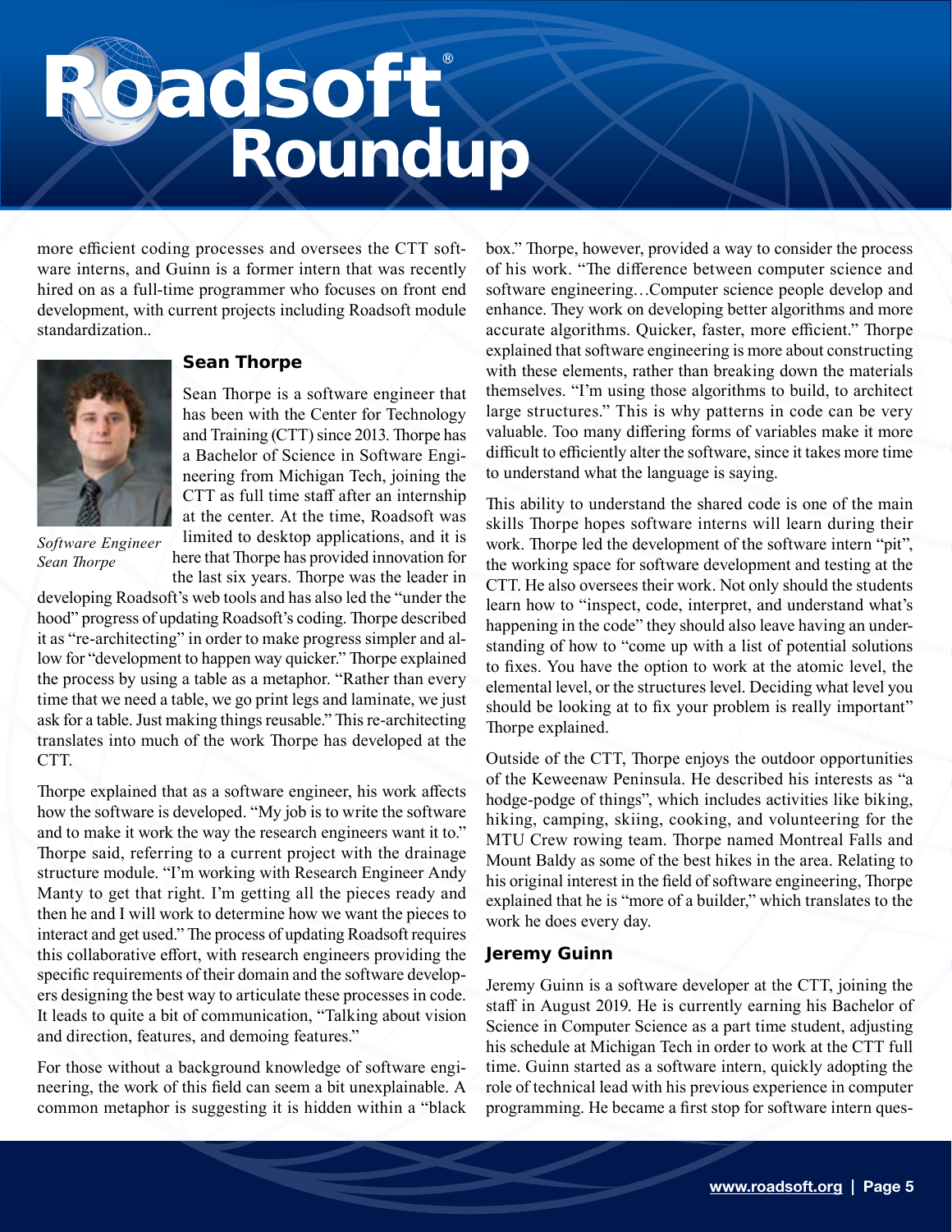more efficient coding processes and oversees the CTT software interns, and Guinn is a former intern that was recently hired on as a full-time programmer who focuses on front end development, with current projects including Roadsoft module standardization..

### Sean Thorpe

*Software Engineer Sean Thorpe*

Sean Thorpe is a software engineer that has been with the Center for Technology and Training (CTT) since 2013. Thorpe has a Bachelor of Science in Software Engineering from Michigan Tech, joining the CTT as full time staff after an internship at the center. At the time, Roadsoft was limited to desktop applications, and it is here that Thorpe has provided innovation for the last six years. Thorpe was the leader in developing Roadsoft's web tools and has also led the "under the hood" progress of updating Roadsoft's coding. Thorpe described it as "re-architecting" in order to make progress simpler and allow for "development to happen way quicker." Thorpe explained the process by using a table as a metaphor. "Rather than every time that we need a table, we go print legs and laminate, we just ask for a table. Just making things reusable." This re-architecting translates into much of the work Thorpe has developed at the CTT.

Thorpe explained that as a software engineer, his work affects how the software is developed. "My job is to write the software and to make it work the way the research engineers want it to." Thorpe said, referring to a current project with the drainage structure module. "I'm working with Research Engineer Andy Manty to get that right. I'm getting all the pieces ready and then he and I will work to determine how we want the pieces to interact and get used." The process of updating Roadsoft requires this collaborative effort, with research engineers providing the specific requirements of their domain and the software developers designing the best way to articulate these processes in code. It leads to quite a bit of communication, "Talking about vision and direction, features, and demoing features."

For those without a background knowledge of software engineering, the work of this field can seem a bit unexplainable. A common metaphor is suggesting it is hidden within a "black box." Thorpe, however, provided a way to consider the process of his work. "The difference between computer science and software engineering…Computer science people develop and enhance. They work on developing better algorithms and more accurate algorithms. Quicker, faster, more efficient." Thorpe explained that software engineering is more about constructing with these elements, rather than breaking down the materials themselves. "I'm using those algorithms to build, to architect large structures." This is why patterns in code can be very valuable. Too many differing forms of variables make it more difficult to efficiently alter the software, since it takes more time to understand what the language is saying.

This ability to understand the shared code is one of the main skills Thorpe hopes software interns will learn during their work. Thorpe led the development of the software intern "pit", the working space for software development and testing at the CTT. He also oversees their work. Not only should the students learn how to "inspect, code, interpret, and understand what's happening in the code" they should also leave having an understanding of how to "come up with a list of potential solutions to fixes. You have the option to work at the atomic level, the elemental level, or the structures level. Deciding what level you should be looking at to fix your problem is really important" Thorpe explained.

Outside of the CTT, Thorpe enjoys the outdoor opportunities of the Keweenaw Peninsula. He described his interests as "a hodge-podge of things", which includes activities like biking, hiking, camping, skiing, cooking, and volunteering for the MTU Crew rowing team. Thorpe named Montreal Falls and Mount Baldy as some of the best hikes in the area. Relating to his original interest in the field of software engineering, Thorpe explained that he is "more of a builder," which translates to the work he does every day.

### Jeremy Guinn

Jeremy Guinn is a software developer at the CTT, joining the staff in August 2019. He is currently earning his Bachelor of Science in Computer Science as a part time student, adjusting his schedule at Michigan Tech in order to work at the CTT full time. Guinn started as a software intern, quickly adopting the role of technical lead with his previous experience in computer programming. He became a first stop for software intern ques-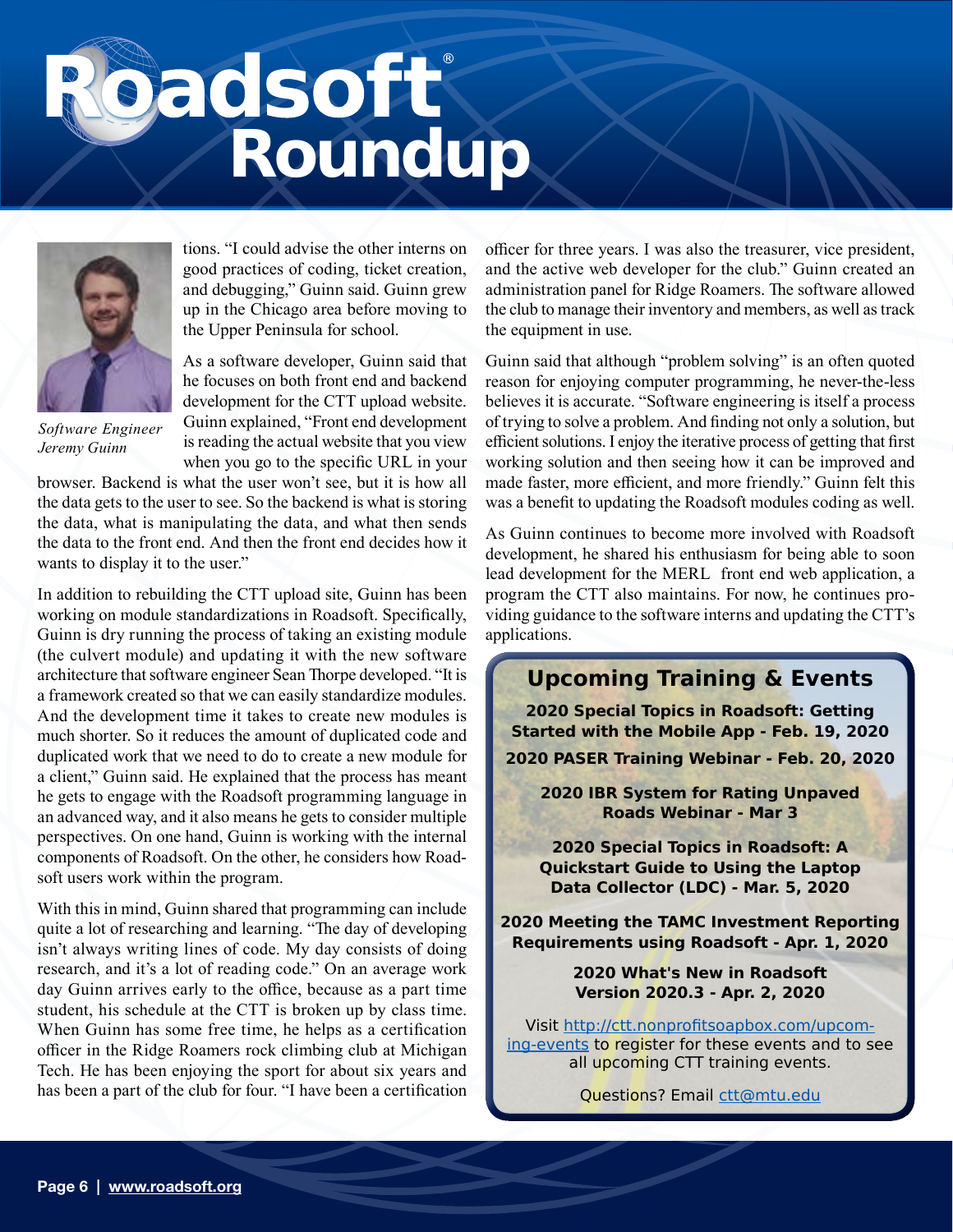# Roadsoft® Roundup

*Software Engineer Jeremy Guinn*

tions. "I could advise the other interns on good practices of coding, ticket creation, and debugging," Guinn said. Guinn grew up in the Chicago area before moving to the Upper Peninsula for school.

As a software developer, Guinn said that he focuses on both front end and backend development for the CTT upload website. Guinn explained, "Front end development is reading the actual website that you view when you go to the specific URL in your browser. Backend is what the user won't see, but it is how all the data gets to the user to see. So the backend is what is storing the data, what is manipulating the data, and what then sends the data to the front end. And then the front end decides how it wants to display it to the user."

In addition to rebuilding the CTT upload site, Guinn has been working on module standardizations in Roadsoft. Specifically, Guinn is dry running the process of taking an existing module (the culvert module) and updating it with the new software architecture that software engineer Sean Thorpe developed. "It is a framework created so that we can easily standardize modules. And the development time it takes to create new modules is much shorter. So it reduces the amount of duplicated code and duplicated work that we need to do to create a new module for a client," Guinn said. He explained that the process has meant he gets to engage with the Roadsoft programming language in an advanced way, and it also means he gets to consider multiple perspectives. On one hand, Guinn is working with the internal components of Roadsoft. On the other, he considers how Roadsoft users work within the program.

With this in mind, Guinn shared that programming can include quite a lot of researching and learning. "The day of developing isn't always writing lines of code. My day consists of doing research, and it's a lot of reading code." On an average work day Guinn arrives early to the office, because as a part time student, his schedule at the CTT is broken up by class time. When Guinn has some free time, he helps as a certification officer in the Ridge Roamers rock climbing club at Michigan Tech. He has been enjoying the sport for about six years and has been a part of the club for four. "I have been a certification officer for three years. I was also the treasurer, vice president, and the active web developer for the club." Guinn created an administration panel for Ridge Roamers. The software allowed the club to manage their inventory and members, as well as track the equipment in use.

Guinn said that although "problem solving" is an often quoted reason for enjoying computer programming, he never-the-less believes it is accurate. "Software engineering is itself a process of trying to solve a problem. And finding not only a solution, but efficient solutions. I enjoy the iterative process of getting that first working solution and then seeing how it can be improved and made faster, more efficient, and more friendly." Guinn felt this was a benefit to updating the Roadsoft modules coding as well.

As Guinn continues to become more involved with Roadsoft development, he shared his enthusiasm for being able to soon lead development for the MERL front end web application, a program the CTT also maintains. For now, he continues providing guidance to the software interns and updating the CTT's applications.

## Upcoming Training & Events

**2020 Special Topics in Roadsoft: Getting Started with the Mobile App - Feb. 19, 2020**

**2020 PASER Training Webinar - Feb. 20, 2020**

**2020 IBR System for Rating Unpaved Roads Webinar - Mar 3**

**2020 Special Topics in Roadsoft: A Quickstart Guide to Using the Laptop Data Collector (LDC) - Mar. 5, 2020**

**2020 Meeting the TAMC Investment Reporting Requirements using Roadsoft - Apr. 1, 2020**

**2020 What's New in Roadsoft Version 2020.3 - Apr. 2, 2020**

Visit http://ctt.nonprofitsoapbox.com/upcoming-events to register for these events and to see all upcoming CTT training events.

Questions? Email ctt@mtu.edu